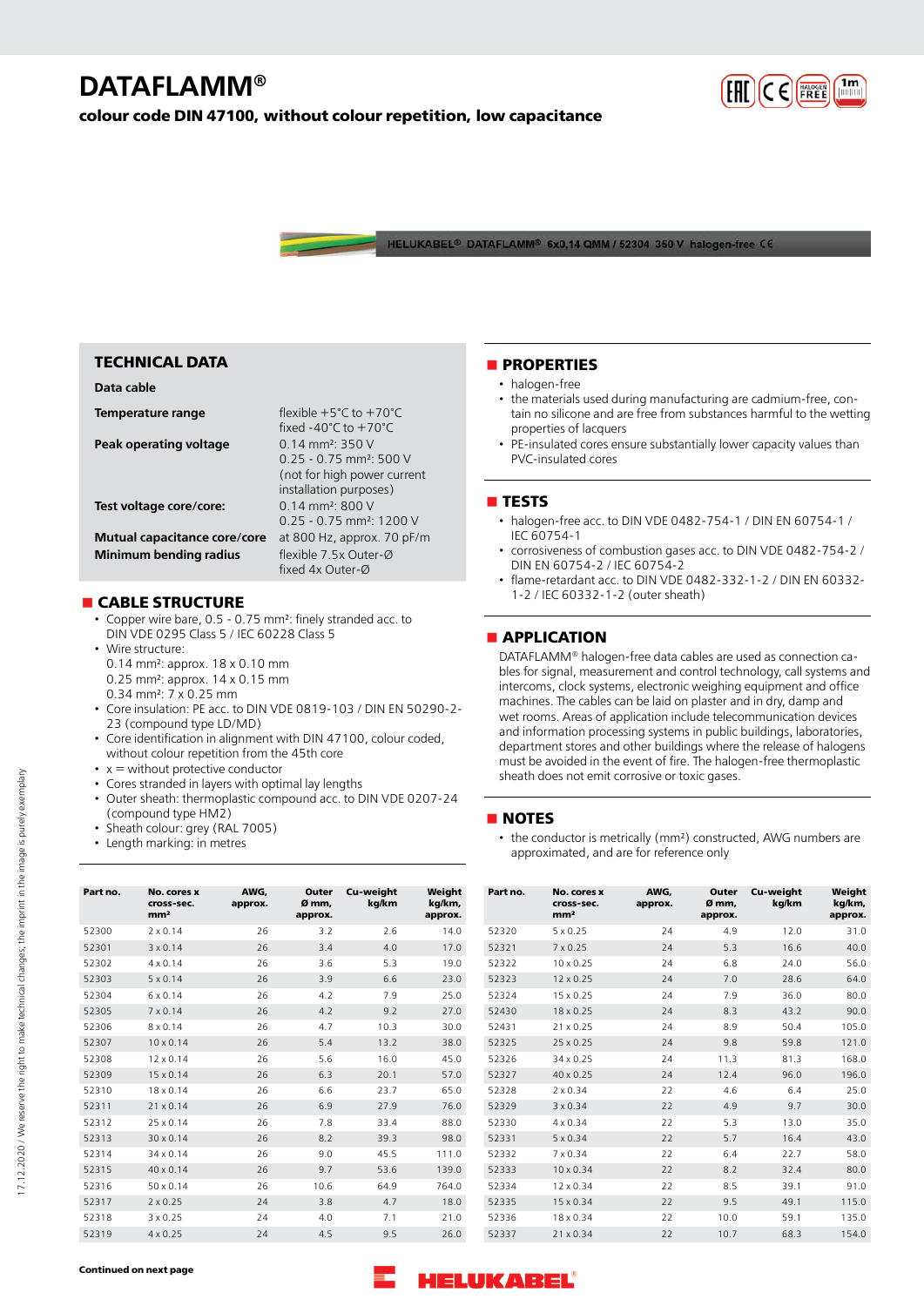# DATAFLAMM®

**colour code DIN 47100, without colour repetition, low capacitance**

HELUKABEL® DATAFLAMM® 6x0,14 QMM / 52304 350 V halogen-free CE

## TECHNICAL DATA

**Data cable**

| | |
|---|---|
| **Temperature range** | flexible +5°C to +70°C<br>fixed -40°C to +70°C |
| **Peak operating voltage** | 0.14 mm²: 350 V<br>0.25 - 0.75 mm²: 500 V<br>(not for high power current installation purposes) |
| **Test voltage core/core:** | 0.14 mm²: 800 V<br>0.25 - 0.75 mm²: 1200 V |
| **Mutual capacitance core/core** | at 800 Hz, approx. 70 pF/m |
| **Minimum bending radius** | flexible 7.5x Outer-Ø<br>fixed 4x Outer-Ø |

## CABLE STRUCTURE

- Copper wire bare, 0.5 - 0.75 mm²: finely stranded acc. to DIN VDE 0295 Class 5 / IEC 60228 Class 5
- Wire structure:
  0.14 mm²: approx. 18 x 0.10 mm
  0.25 mm²: approx. 14 x 0.15 mm
  0.34 mm²: 7 x 0.25 mm
- Core insulation: PE acc. to DIN VDE 0819-103 / DIN EN 50290-2-23 (compound type LD/MD)
- Core identification in alignment with DIN 47100, colour coded, without colour repetition from the 45th core
- x = without protective conductor
- Cores stranded in layers with optimal lay lengths
- Outer sheath: thermoplastic compound acc. to DIN VDE 0207-24 (compound type HM2)
- Sheath colour: grey (RAL 7005)
- Length marking: in metres

## PROPERTIES

- halogen-free
- the materials used during manufacturing are cadmium-free, contain no silicone and are free from substances harmful to the wetting properties of lacquers
- PE-insulated cores ensure substantially lower capacity values than PVC-insulated cores

## TESTS

- halogen-free acc. to DIN VDE 0482-754-1 / DIN EN 60754-1 / IEC 60754-1
- corrosiveness of combustion gases acc. to DIN VDE 0482-754-2 / DIN EN 60754-2 / IEC 60754-2
- flame-retardant acc. to DIN VDE 0482-332-1-2 / DIN EN 60332-1-2 / IEC 60332-1-2 (outer sheath)

## APPLICATION

DATAFLAMM® halogen-free data cables are used as connection cables for signal, measurement and control technology, call systems and intercoms, clock systems, electronic weighing equipment and office machines. The cables can be laid on plaster and in dry, damp and wet rooms. Areas of application include telecommunication devices and information processing systems in public buildings, laboratories, department stores and other buildings where the release of halogens must be avoided in the event of fire. The halogen-free thermoplastic sheath does not emit corrosive or toxic gases.

## NOTES

- the conductor is metrically (mm²) constructed, AWG numbers are approximated, and are for reference only

| Part no. | No. cores x cross-sec. mm² | AWG, approx. | Outer Ø mm, approx. | Cu-weight kg/km | Weight kg/km, approx. |
|---|---|---|---|---|---|
| 52300 | 2 x 0.14 | 26 | 3.2 | 2.6 | 14.0 |
| 52301 | 3 x 0.14 | 26 | 3.4 | 4.0 | 17.0 |
| 52302 | 4 x 0.14 | 26 | 3.6 | 5.3 | 19.0 |
| 52303 | 5 x 0.14 | 26 | 3.9 | 6.6 | 23.0 |
| 52304 | 6 x 0.14 | 26 | 4.2 | 7.9 | 25.0 |
| 52305 | 7 x 0.14 | 26 | 4.2 | 9.2 | 27.0 |
| 52306 | 8 x 0.14 | 26 | 4.7 | 10.3 | 30.0 |
| 52307 | 10 x 0.14 | 26 | 5.4 | 13.2 | 38.0 |
| 52308 | 12 x 0.14 | 26 | 5.6 | 16.0 | 45.0 |
| 52309 | 15 x 0.14 | 26 | 6.3 | 20.1 | 57.0 |
| 52310 | 18 x 0.14 | 26 | 6.6 | 23.7 | 65.0 |
| 52311 | 21 x 0.14 | 26 | 6.9 | 27.9 | 76.0 |
| 52312 | 25 x 0.14 | 26 | 7.8 | 33.4 | 88.0 |
| 52313 | 30 x 0.14 | 26 | 8.2 | 39.3 | 98.0 |
| 52314 | 34 x 0.14 | 26 | 9.0 | 45.5 | 111.0 |
| 52315 | 40 x 0.14 | 26 | 9.7 | 53.6 | 139.0 |
| 52316 | 50 x 0.14 | 26 | 10.6 | 64.9 | 764.0 |
| 52317 | 2 x 0.25 | 24 | 3.8 | 4.7 | 18.0 |
| 52318 | 3 x 0.25 | 24 | 4.0 | 7.1 | 21.0 |
| 52319 | 4 x 0.25 | 24 | 4.5 | 9.5 | 26.0 |
| 52320 | 5 x 0.25 | 24 | 4.9 | 12.0 | 31.0 |
| 52321 | 7 x 0.25 | 24 | 5.3 | 16.6 | 40.0 |
| 52322 | 10 x 0.25 | 24 | 6.8 | 24.0 | 56.0 |
| 52323 | 12 x 0.25 | 24 | 7.0 | 28.6 | 64.0 |
| 52324 | 15 x 0.25 | 24 | 7.9 | 36.0 | 80.0 |
| 52430 | 18 x 0.25 | 24 | 8.3 | 43.2 | 90.0 |
| 52431 | 21 x 0.25 | 24 | 8.9 | 50.4 | 105.0 |
| 52325 | 25 x 0.25 | 24 | 9.8 | 59.8 | 121.0 |
| 52326 | 34 x 0.25 | 24 | 11.3 | 81.3 | 168.0 |
| 52327 | 40 x 0.25 | 24 | 12.4 | 96.0 | 196.0 |
| 52328 | 2 x 0.34 | 22 | 4.6 | 6.4 | 25.0 |
| 52329 | 3 x 0.34 | 22 | 4.9 | 9.7 | 30.0 |
| 52330 | 4 x 0.34 | 22 | 5.3 | 13.0 | 35.0 |
| 52331 | 5 x 0.34 | 22 | 5.7 | 16.4 | 43.0 |
| 52332 | 7 x 0.34 | 22 | 6.4 | 22.7 | 58.0 |
| 52333 | 10 x 0.34 | 22 | 8.2 | 32.4 | 80.0 |
| 52334 | 12 x 0.34 | 22 | 8.5 | 39.1 | 91.0 |
| 52335 | 15 x 0.34 | 22 | 9.5 | 49.1 | 115.0 |
| 52336 | 18 x 0.34 | 22 | 10.0 | 59.1 | 135.0 |
| 52337 | 21 x 0.34 | 22 | 10.7 | 68.3 | 154.0 |

**Continued on next page**

17.12.2020 / We reserve the right to make technical changes; the imprint in the image is purely exemplary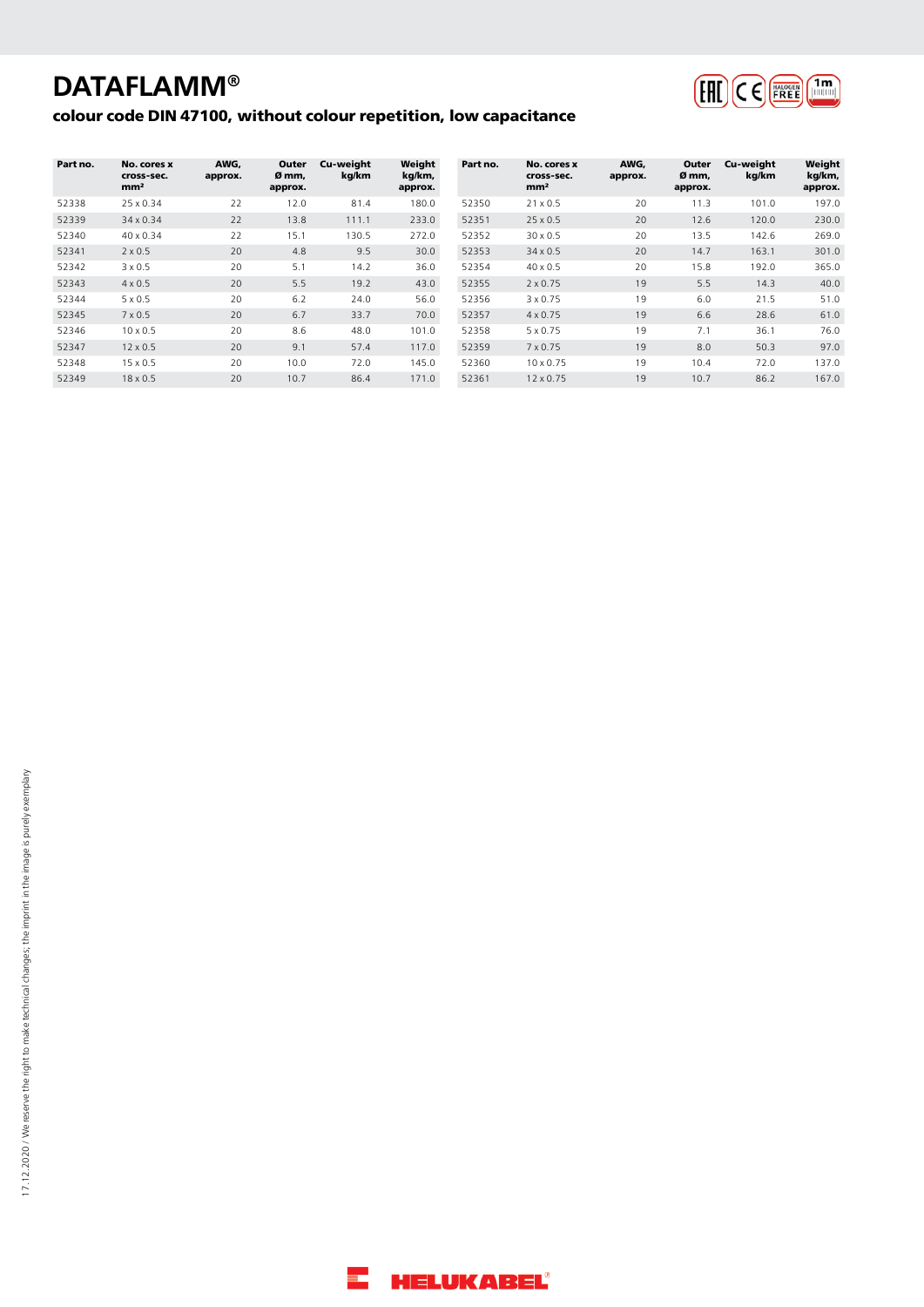# DATAFLAMM®

## colour code DIN 47100, without colour repetition, low capacitance

| Part no. | No. cores x cross-sec. mm² | AWG, approx. | Outer Ø mm, approx. | Cu-weight kg/km | Weight kg/km, approx. |
|---|---|---|---|---|---|
| 52338 | 25 x 0.34 | 22 | 12.0 | 81.4 | 180.0 |
| 52339 | 34 x 0.34 | 22 | 13.8 | 111.1 | 233.0 |
| 52340 | 40 x 0.34 | 22 | 15.1 | 130.5 | 272.0 |
| 52341 | 2 x 0.5 | 20 | 4.8 | 9.5 | 30.0 |
| 52342 | 3 x 0.5 | 20 | 5.1 | 14.2 | 36.0 |
| 52343 | 4 x 0.5 | 20 | 5.5 | 19.2 | 43.0 |
| 52344 | 5 x 0.5 | 20 | 6.2 | 24.0 | 56.0 |
| 52345 | 7 x 0.5 | 20 | 6.7 | 33.7 | 70.0 |
| 52346 | 10 x 0.5 | 20 | 8.6 | 48.0 | 101.0 |
| 52347 | 12 x 0.5 | 20 | 9.1 | 57.4 | 117.0 |
| 52348 | 15 x 0.5 | 20 | 10.0 | 72.0 | 145.0 |
| 52349 | 18 x 0.5 | 20 | 10.7 | 86.4 | 171.0 |
| 52350 | 21 x 0.5 | 20 | 11.3 | 101.0 | 197.0 |
| 52351 | 25 x 0.5 | 20 | 12.6 | 120.0 | 230.0 |
| 52352 | 30 x 0.5 | 20 | 13.5 | 142.6 | 269.0 |
| 52353 | 34 x 0.5 | 20 | 14.7 | 163.1 | 301.0 |
| 52354 | 40 x 0.5 | 20 | 15.8 | 192.0 | 365.0 |
| 52355 | 2 x 0.75 | 19 | 5.5 | 14.3 | 40.0 |
| 52356 | 3 x 0.75 | 19 | 6.0 | 21.5 | 51.0 |
| 52357 | 4 x 0.75 | 19 | 6.6 | 28.6 | 61.0 |
| 52358 | 5 x 0.75 | 19 | 7.1 | 36.1 | 76.0 |
| 52359 | 7 x 0.75 | 19 | 8.0 | 50.3 | 97.0 |
| 52360 | 10 x 0.75 | 19 | 10.4 | 72.0 | 137.0 |
| 52361 | 12 x 0.75 | 19 | 10.7 | 86.2 | 167.0 |

17.12.2020 / We reserve the right to make technical changes; the imprint in the image is purely exemplary